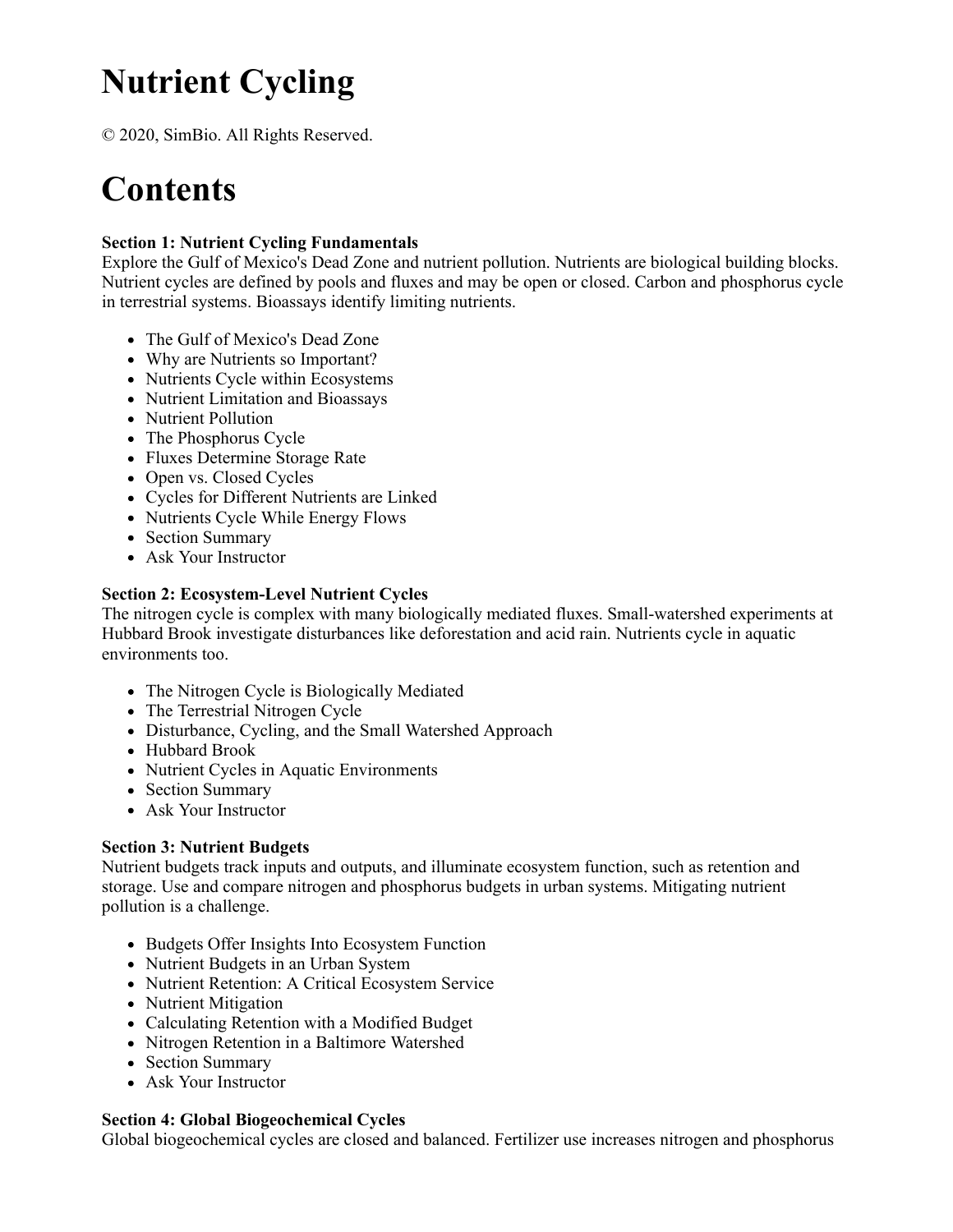# Nutrient Cycling

© 2020, SimBio. All Rights Reserved.

# Contents

**Section 1: Nutrient Cycling Fundamentals**
Explore the Gulf of Mexico's Dead Zone and nutrient pollution. Nutrients are biological building blocks. Nutrient cycles are defined by pools and fluxes and may be open or closed. Carbon and phosphorus cycle in terrestrial systems. Bioassays identify limiting nutrients.

- The Gulf of Mexico's Dead Zone
- Why are Nutrients so Important?
- Nutrients Cycle within Ecosystems
- Nutrient Limitation and Bioassays
- Nutrient Pollution
- The Phosphorus Cycle
- Fluxes Determine Storage Rate
- Open vs. Closed Cycles
- Cycles for Different Nutrients are Linked
- Nutrients Cycle While Energy Flows
- Section Summary
- Ask Your Instructor

**Section 2: Ecosystem-Level Nutrient Cycles**
The nitrogen cycle is complex with many biologically mediated fluxes. Small-watershed experiments at Hubbard Brook investigate disturbances like deforestation and acid rain. Nutrients cycle in aquatic environments too.

- The Nitrogen Cycle is Biologically Mediated
- The Terrestrial Nitrogen Cycle
- Disturbance, Cycling, and the Small Watershed Approach
- Hubbard Brook
- Nutrient Cycles in Aquatic Environments
- Section Summary
- Ask Your Instructor

**Section 3: Nutrient Budgets**
Nutrient budgets track inputs and outputs, and illuminate ecosystem function, such as retention and storage. Use and compare nitrogen and phosphorus budgets in urban systems. Mitigating nutrient pollution is a challenge.

- Budgets Offer Insights Into Ecosystem Function
- Nutrient Budgets in an Urban System
- Nutrient Retention: A Critical Ecosystem Service
- Nutrient Mitigation
- Calculating Retention with a Modified Budget
- Nitrogen Retention in a Baltimore Watershed
- Section Summary
- Ask Your Instructor

**Section 4: Global Biogeochemical Cycles**
Global biogeochemical cycles are closed and balanced. Fertilizer use increases nitrogen and phosphorus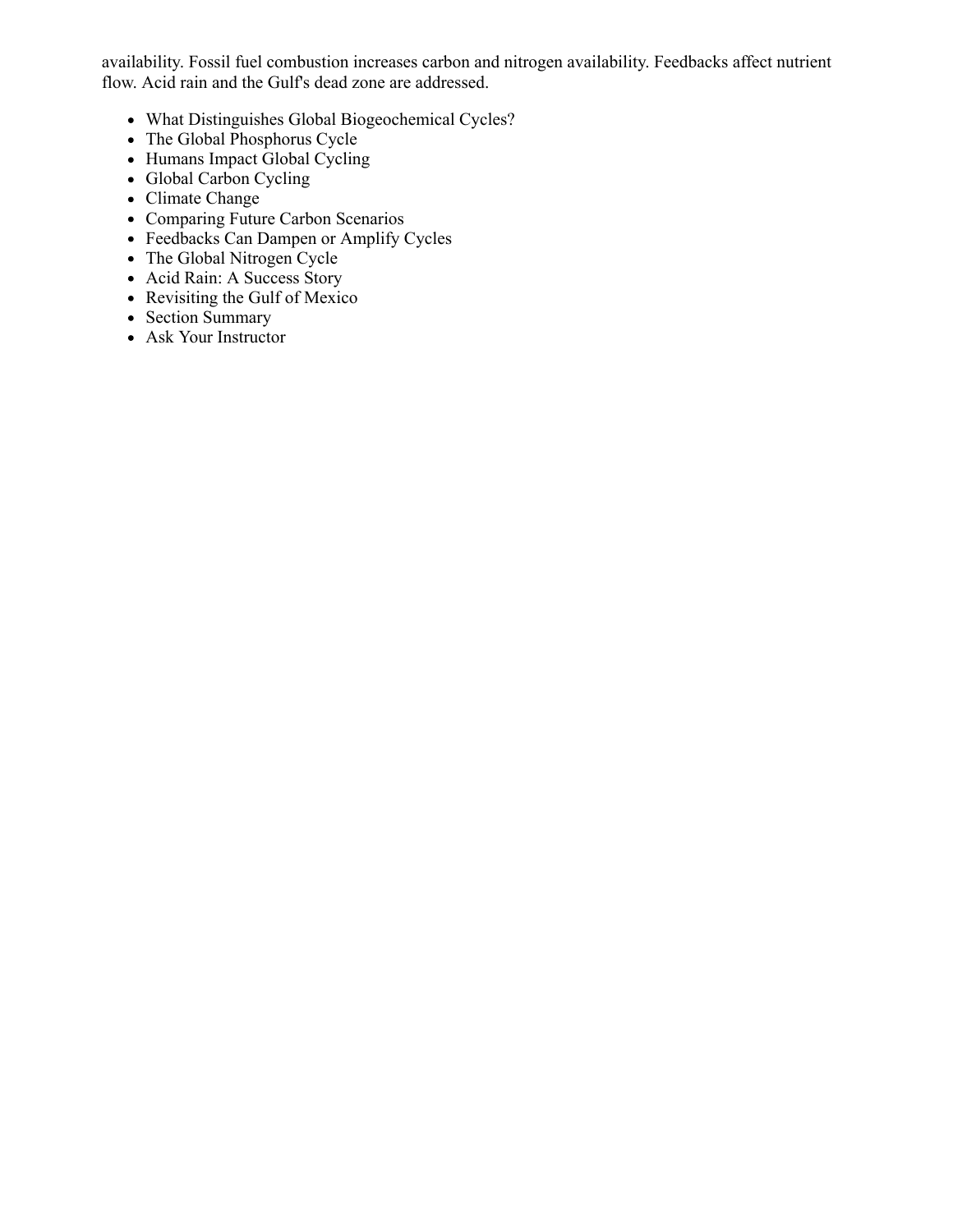availability. Fossil fuel combustion increases carbon and nitrogen availability. Feedbacks affect nutrient flow. Acid rain and the Gulf's dead zone are addressed.

- What Distinguishes Global Biogeochemical Cycles?
- The Global Phosphorus Cycle
- Humans Impact Global Cycling
- Global Carbon Cycling
- Climate Change
- Comparing Future Carbon Scenarios
- Feedbacks Can Dampen or Amplify Cycles
- The Global Nitrogen Cycle
- Acid Rain: A Success Story
- Revisiting the Gulf of Mexico
- Section Summary
- Ask Your Instructor